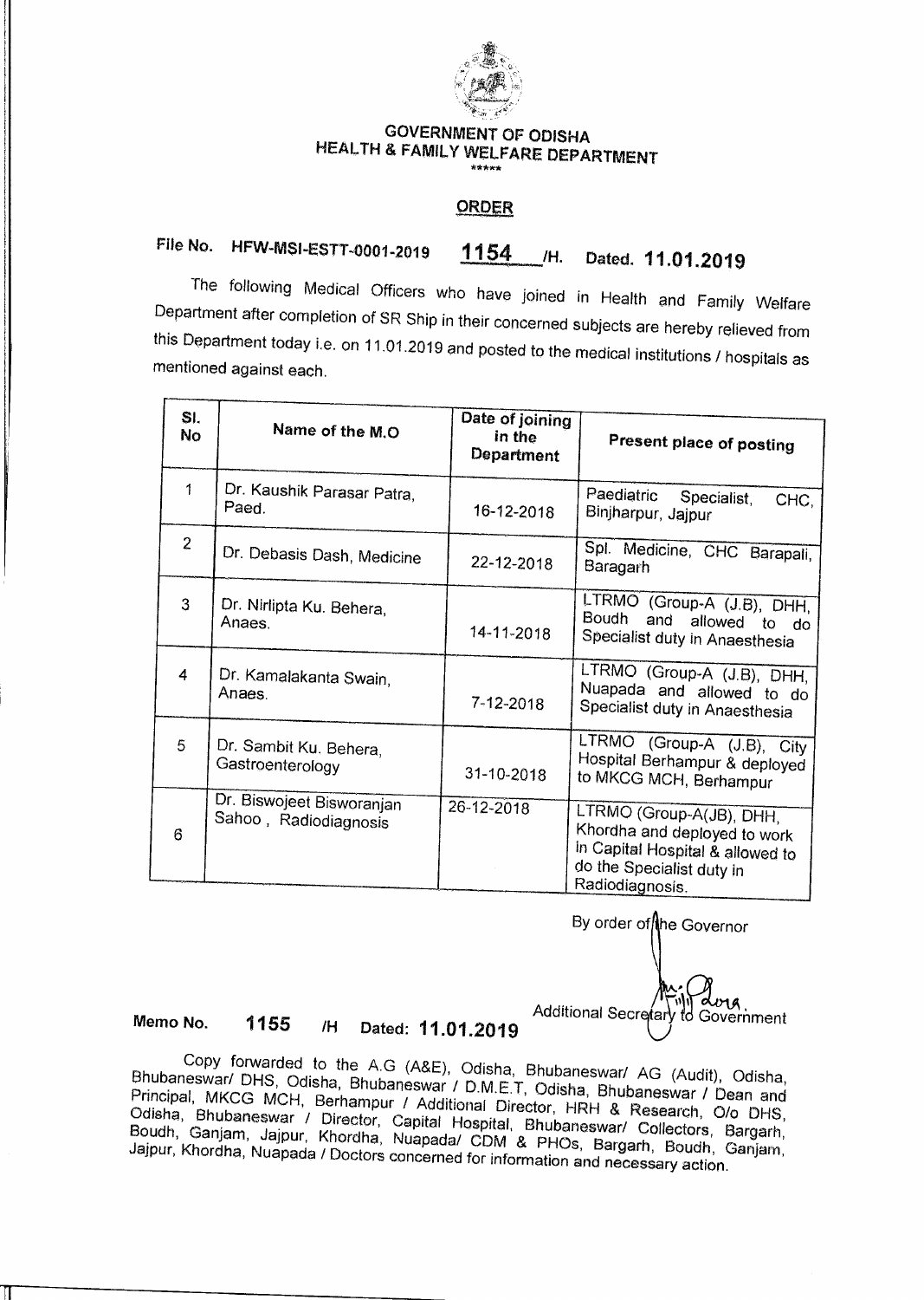# GOVERNMENT OF ODISHA
## HEALTH & FAMILY WELFARE DEPARTMENT

\*\*\*\*\*

**ORDER**

File No. HFW-MSI-ESTT-0001-2019 **1154** /H. Dated. **11.01.2019**

The following Medical Officers who have joined in Health and Family Welfare Department after completion of SR Ship in their concerned subjects are hereby relieved from this Department today i.e. on 11.01.2019 and posted to the medical institutions / hospitals as mentioned against each.

| Sl. No | Name of the M.O | Date of joining in the Department | Present place of posting |
|---|---|---|---|
| 1 | Dr. Kaushik Parasar Patra, Paed. | 16-12-2018 | Paediatric Specialist, CHC, Binjharpur, Jajpur |
| 2 | Dr. Debasis Dash, Medicine | 22-12-2018 | Spl. Medicine, CHC Barapali, Baragarh |
| 3 | Dr. Nirlipta Ku. Behera, Anaes. | 14-11-2018 | LTRMO (Group-A (J.B), DHH, Boudh and allowed to do Specialist duty in Anaesthesia |
| 4 | Dr. Kamalakanta Swain, Anaes. | 7-12-2018 | LTRMO (Group-A (J.B), DHH, Nuapada and allowed to do Specialist duty in Anaesthesia |
| 5 | Dr. Sambit Ku. Behera, Gastroenterology | 31-10-2018 | LTRMO (Group-A (J.B), City Hospital Berhampur & deployed to MKCG MCH, Berhampur |
| 6 | Dr. Biswojeet Bisworanjan Sahoo , Radiodiagnosis | 26-12-2018 | LTRMO (Group-A(JB), DHH, Khordha and deployed to work in Capital Hospital & allowed to do the Specialist duty in Radiodiagnosis. |

By order of the Governor

Additional Secretary to Government

Memo No. **1155** /H Dated: **11.01.2019**

Copy forwarded to the A.G (A&E), Odisha, Bhubaneswar/ AG (Audit), Odisha, Bhubaneswar/ DHS, Odisha, Bhubaneswar / D.M.E.T, Odisha, Bhubaneswar / Dean and Principal, MKCG MCH, Berhampur / Additional Director, HRH & Research, O/o DHS, Odisha, Bhubaneswar / Director, Capital Hospital, Bhubaneswar/ Collectors, Bargarh, Boudh, Ganjam, Jajpur, Khordha, Nuapada/ CDM & PHOs, Bargarh, Boudh, Ganjam, Jajpur, Khordha, Nuapada / Doctors concerned for information and necessary action.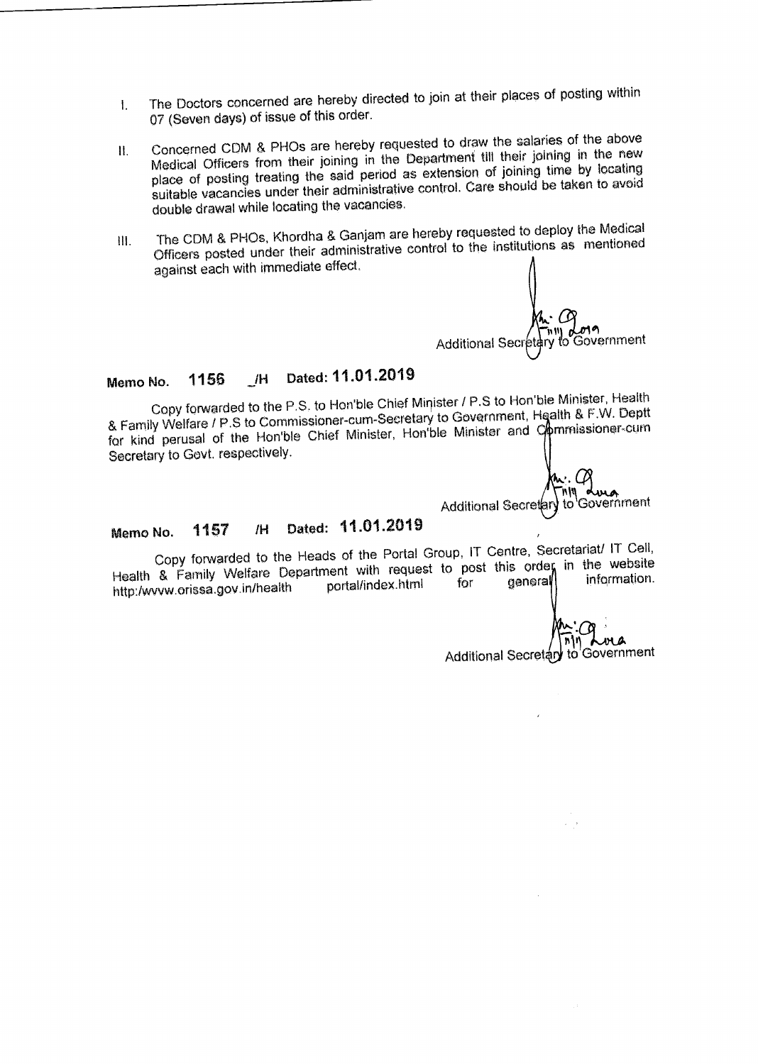I. The Doctors concerned are hereby directed to join at their places of posting within 07 (Seven days) of issue of this order.

II. Concerned CDM & PHOs are hereby requested to draw the salaries of the above Medical Officers from their joining in the Department till their joining in the new place of posting treating the said period as extension of joining time by locating suitable vacancies under their administrative control. Care should be taken to avoid double drawal while locating the vacancies.

III. The CDM & PHOs, Khordha & Ganjam are hereby requested to deploy the Medical Officers posted under their administrative control to the institutions as mentioned against each with immediate effect.

Additional Secretary to Government

**Memo No. 1156 /H Dated: 11.01.2019**

Copy forwarded to the P.S. to Hon'ble Chief Minister / P.S to Hon'ble Minister, Health & Family Welfare / P.S to Commissioner-cum-Secretary to Government, Health & F.W. Deptt for kind perusal of the Hon'ble Chief Minister, Hon'ble Minister and Commissioner-cum Secretary to Govt. respectively.

Additional Secretary to Government

**Memo No. 1157 /H Dated: 11.01.2019**

Copy forwarded to the Heads of the Portal Group, IT Centre, Secretariat/ IT Cell, Health & Family Welfare Department with request to post this order in the website http:/wvvw.orissa.gov.in/health portal/index.html for general information.

Additional Secretary to Government